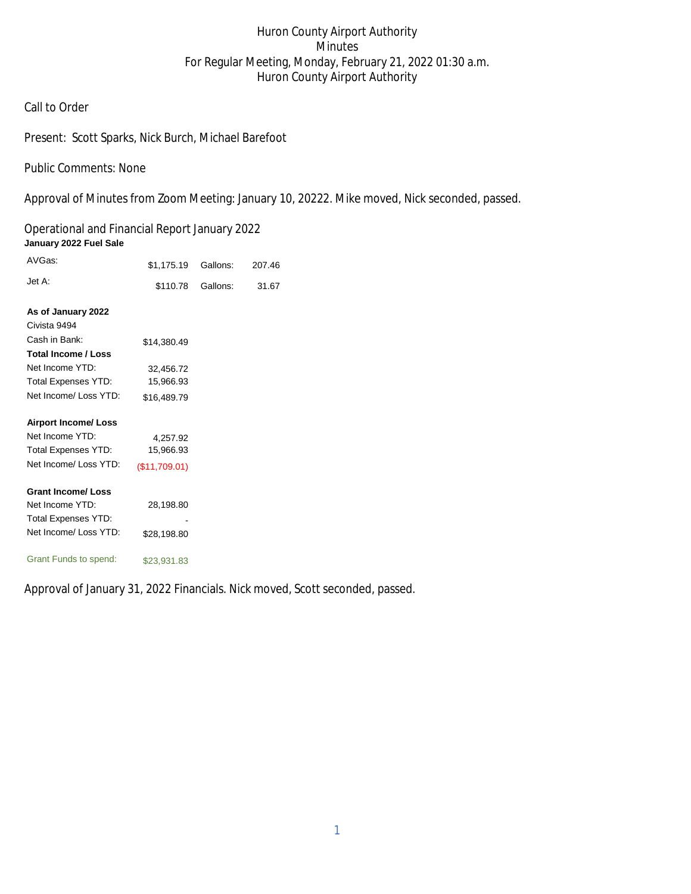# Huron County Airport Authority
## Minutes
## For Regular Meeting, Monday, February 21, 2022 01:30 a.m.
## Huron County Airport Authority

Call to Order

Present: Scott Sparks, Nick Burch, Michael Barefoot

Public Comments: None

Approval of Minutes from Zoom Meeting: January 10, 20222. Mike moved, Nick seconded, passed.

Operational and Financial Report January 2022

**January 2022 Fuel Sale**

| | | | |
|---|---|---|---|
| AVGas: | $1,175.19 | Gallons: | 207.46 |
| Jet A: | $110.78 | Gallons: | 31.67 |

**As of January 2022**

| | |
|---|---|
| Civista 9494 | |
| Cash in Bank: | $14,380.49 |
| **Total Income / Loss** | |
| Net Income YTD: | 32,456.72 |
| Total Expenses YTD: | 15,966.93 |
| Net Income/ Loss YTD: | $16,489.79 |
| | |
| **Airport Income/ Loss** | |
| Net Income YTD: | 4,257.92 |
| Total Expenses YTD: | 15,966.93 |
| Net Income/ Loss YTD: | ($11,709.01) |
| | |
| **Grant Income/ Loss** | |
| Net Income YTD: | 28,198.80 |
| Total Expenses YTD: | - |
| Net Income/ Loss YTD: | $28,198.80 |
| | |
| Grant Funds to spend: | $23,931.83 |

Approval of January 31, 2022 Financials. Nick moved, Scott seconded, passed.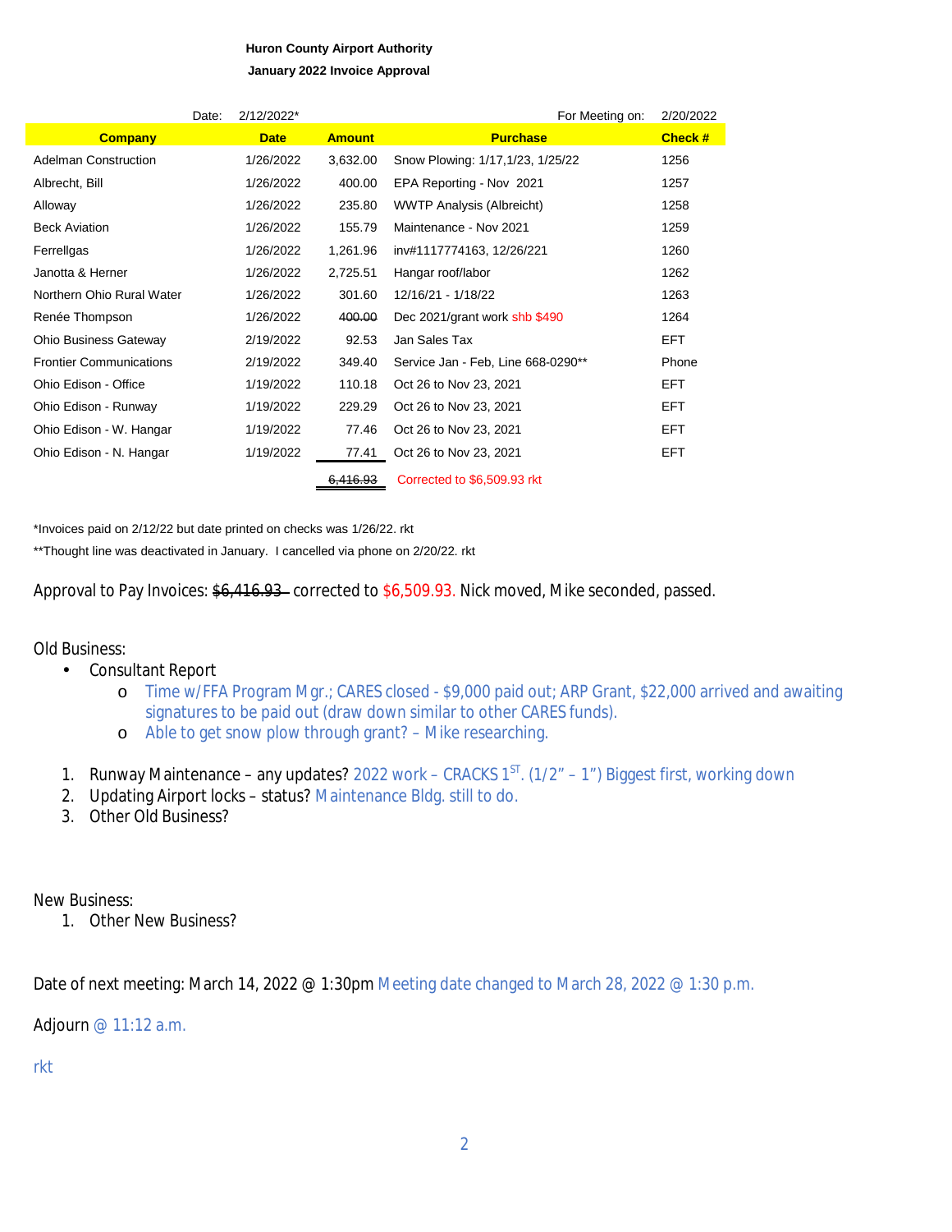**Huron County Airport Authority**

**January 2022 Invoice Approval**

Date: 2/12/2022* For Meeting on: 2/20/2022

| Company | Date | Amount | Purchase | Check # |
|---|---|---|---|---|
| Adelman Construction | 1/26/2022 | 3,632.00 | Snow Plowing: 1/17,1/23, 1/25/22 | 1256 |
| Albrecht, Bill | 1/26/2022 | 400.00 | EPA Reporting - Nov 2021 | 1257 |
| Alloway | 1/26/2022 | 235.80 | WWTP Analysis (Albreicht) | 1258 |
| Beck Aviation | 1/26/2022 | 155.79 | Maintenance - Nov 2021 | 1259 |
| Ferrellgas | 1/26/2022 | 1,261.96 | inv#1117774163, 12/26/221 | 1260 |
| Janotta & Herner | 1/26/2022 | 2,725.51 | Hangar roof/labor | 1262 |
| Northern Ohio Rural Water | 1/26/2022 | 301.60 | 12/16/21 - 1/18/22 | 1263 |
| Renée Thompson | 1/26/2022 | ~~400.00~~ | Dec 2021/grant work shb $490 | 1264 |
| Ohio Business Gateway | 2/19/2022 | 92.53 | Jan Sales Tax | EFT |
| Frontier Communications | 2/19/2022 | 349.40 | Service Jan - Feb, Line 668-0290** | Phone |
| Ohio Edison - Office | 1/19/2022 | 110.18 | Oct 26 to Nov 23, 2021 | EFT |
| Ohio Edison - Runway | 1/19/2022 | 229.29 | Oct 26 to Nov 23, 2021 | EFT |
| Ohio Edison - W. Hangar | 1/19/2022 | 77.46 | Oct 26 to Nov 23, 2021 | EFT |
| Ohio Edison - N. Hangar | 1/19/2022 | 77.41 | Oct 26 to Nov 23, 2021 | EFT |
| | | ~~6,416.93~~ | Corrected to $6,509.93 rkt | |

*Invoices paid on 2/12/22 but date printed on checks was 1/26/22. rkt

**Thought line was deactivated in January. I cancelled via phone on 2/20/22. rkt

Approval to Pay Invoices: ~~$6,416.93~~ corrected to $6,509.93. Nick moved, Mike seconded, passed.

Old Business:

- Consultant Report
  - Time w/FFA Program Mgr.; CARES closed - $9,000 paid out; ARP Grant, $22,000 arrived and awaiting signatures to be paid out (draw down similar to other CARES funds).
  - Able to get snow plow through grant? – Mike researching.

1. Runway Maintenance – any updates? 2022 work – CRACKS 1ST. (1/2" – 1") Biggest first, working down
2. Updating Airport locks – status? Maintenance Bldg. still to do.
3. Other Old Business?

New Business:

1. Other New Business?

Date of next meeting: March 14, 2022 @ 1:30pm Meeting date changed to March 28, 2022 @ 1:30 p.m.

Adjourn @ 11:12 a.m.

rkt